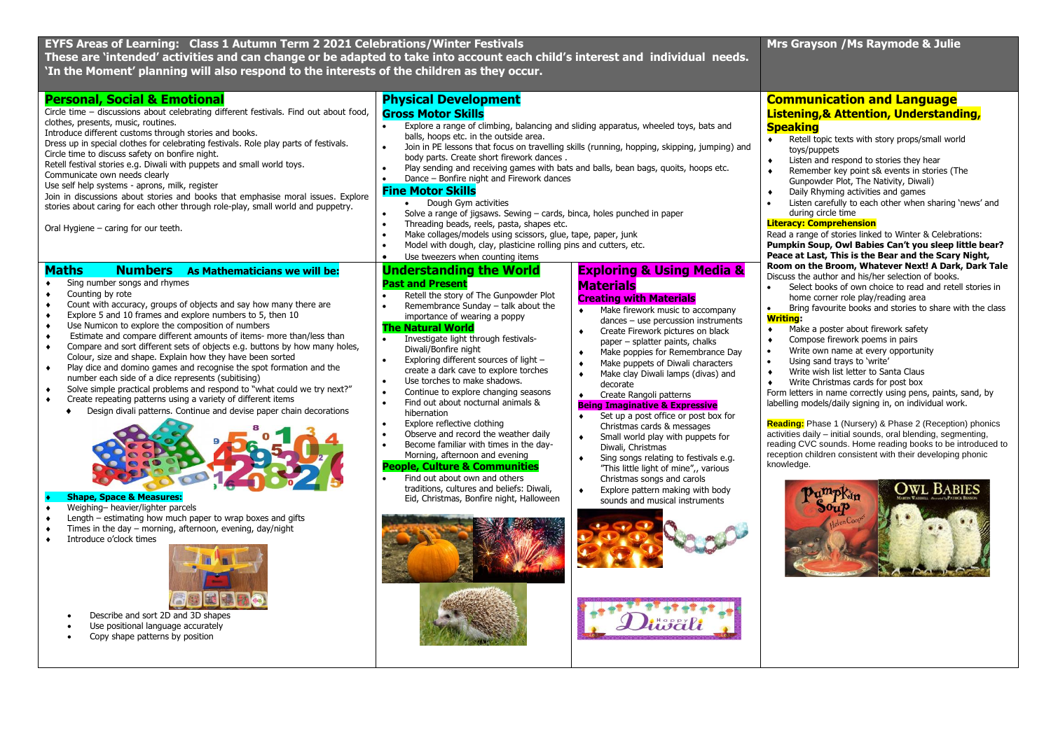**EYFS Areas of Learning: Class 1 Autumn Term 2 2021 Celebrations/Winter Festivals**
**These are 'intended' activities and can change or be adapted to take into account each child's interest and individual needs.**
**'In the Moment' planning will also respond to the interests of the children as they occur.**

**Mrs Grayson /Ms Raymode & Julie**

## Personal, Social & Emotional

Circle time – discussions about celebrating different festivals. Find out about food, clothes, presents, music, routines.
Introduce different customs through stories and books.
Dress up in special clothes for celebrating festivals. Role play parts of festivals.
Circle time to discuss safety on bonfire night.
Retell festival stories e.g. Diwali with puppets and small world toys.
Communicate own needs clearly
Use self help systems - aprons, milk, register
Join in discussions about stories and books that emphasise moral issues. Explore stories about caring for each other through role-play, small world and puppetry.

Oral Hygiene – caring for our teeth.

## Physical Development

### Gross Motor Skills

- Explore a range of climbing, balancing and sliding apparatus, wheeled toys, bats and balls, hoops etc. in the outside area.
- Join in PE lessons that focus on travelling skills (running, hopping, skipping, jumping) and body parts. Create short firework dances .
- Play sending and receiving games with bats and balls, bean bags, quoits, hoops etc.
- Dance – Bonfire night and Firework dances

### Fine Motor Skills

- Dough Gym activities
- Solve a range of jigsaws. Sewing – cards, binca, holes punched in paper
- Threading beads, reels, pasta, shapes etc.
- Make collages/models using scissors, glue, tape, paper, junk
- Model with dough, clay, plasticine rolling pins and cutters, etc.
- Use tweezers when counting items

## Communication and Language
## Listening,& Attention, Understanding, Speaking

- Retell topic texts with story props/small world toys/puppets
- Listen and respond to stories they hear
- Remember key point s& events in stories (The Gunpowder Plot, The Nativity, Diwali)
- Daily Rhyming activities and games
- Listen carefully to each other when sharing 'news' and during circle time

**Literacy: Comprehension**

Read a range of stories linked to Winter & Celebrations:
**Pumpkin Soup, Owl Babies Can't you sleep little bear? Peace at Last, This is the Bear and the Scary Night, Room on the Broom, Whatever Next! A Dark, Dark Tale**
Discuss the author and his/her selection of books.

- Select books of own choice to read and retell stories in home corner role play/reading area
- Bring favourite books and stories to share with the class

**Writing:**

- Make a poster about firework safety
- Compose firework poems in pairs
- Write own name at every opportunity
- Using sand trays to 'write'
- Write wish list letter to Santa Claus
- Write Christmas cards for post box

Form letters in name correctly using pens, paints, sand, by labelling models/daily signing in, on individual work.

**Reading:** Phase 1 (Nursery) & Phase 2 (Reception) phonics activities daily – initial sounds, oral blending, segmenting, reading CVC sounds. Home reading books to be introduced to reception children consistent with their developing phonic knowledge.

## Maths Numbers As Mathematicians we will be:

- Sing number songs and rhymes
- Counting by rote
- Count with accuracy, groups of objects and say how many there are
- Explore 5 and 10 frames and explore numbers to 5, then 10
- Use Numicon to explore the composition of numbers
- Estimate and compare different amounts of items- more than/less than
- Compare and sort different sets of objects e.g. buttons by how many holes, Colour, size and shape. Explain how they have been sorted
- Play dice and domino games and recognise the spot formation and the number each side of a dice represents (subitising)
- Solve simple practical problems and respond to "what could we try next?"
- Create repeating patterns using a variety of different items
  - Design divali patterns. Continue and devise paper chain decorations

**Shape, Space & Measures:**

- Weighing– heavier/lighter parcels
- Length – estimating how much paper to wrap boxes and gifts
- Times in the day – morning, afternoon, evening, day/night
- Introduce o'clock times
- Describe and sort 2D and 3D shapes
- Use positional language accurately
- Copy shape patterns by position

## Understanding the World

### Past and Present

- Retell the story of The Gunpowder Plot
- Remembrance Sunday – talk about the importance of wearing a poppy

### The Natural World

- Investigate light through festivals- Diwali/Bonfire night
- Exploring different sources of light – create a dark cave to explore torches
- Use torches to make shadows.
- Continue to explore changing seasons
- Find out about nocturnal animals & hibernation
- Explore reflective clothing
- Observe and record the weather daily
- Become familiar with times in the day- Morning, afternoon and evening

### People, Culture & Communities

- Find out about own and others traditions, cultures and beliefs: Diwali, Eid, Christmas, Bonfire night, Halloween

## Exploring & Using Media & Materials

### Creating with Materials

- Make firework music to accompany dances – use percussion instruments
- Create Firework pictures on black paper – splatter paints, chalks
- Make poppies for Remembrance Day
- Make puppets of Diwali characters
- Make clay Diwali lamps (divas) and decorate
- Create Rangoli patterns

### Being Imaginative & Expressive

- Set up a post office or post box for Christmas cards & messages
- Small world play with puppets for Diwali, Christmas
- Sing songs relating to festivals e.g. "This little light of mine",, various Christmas songs and carols
- Explore pattern making with body sounds and musical instruments